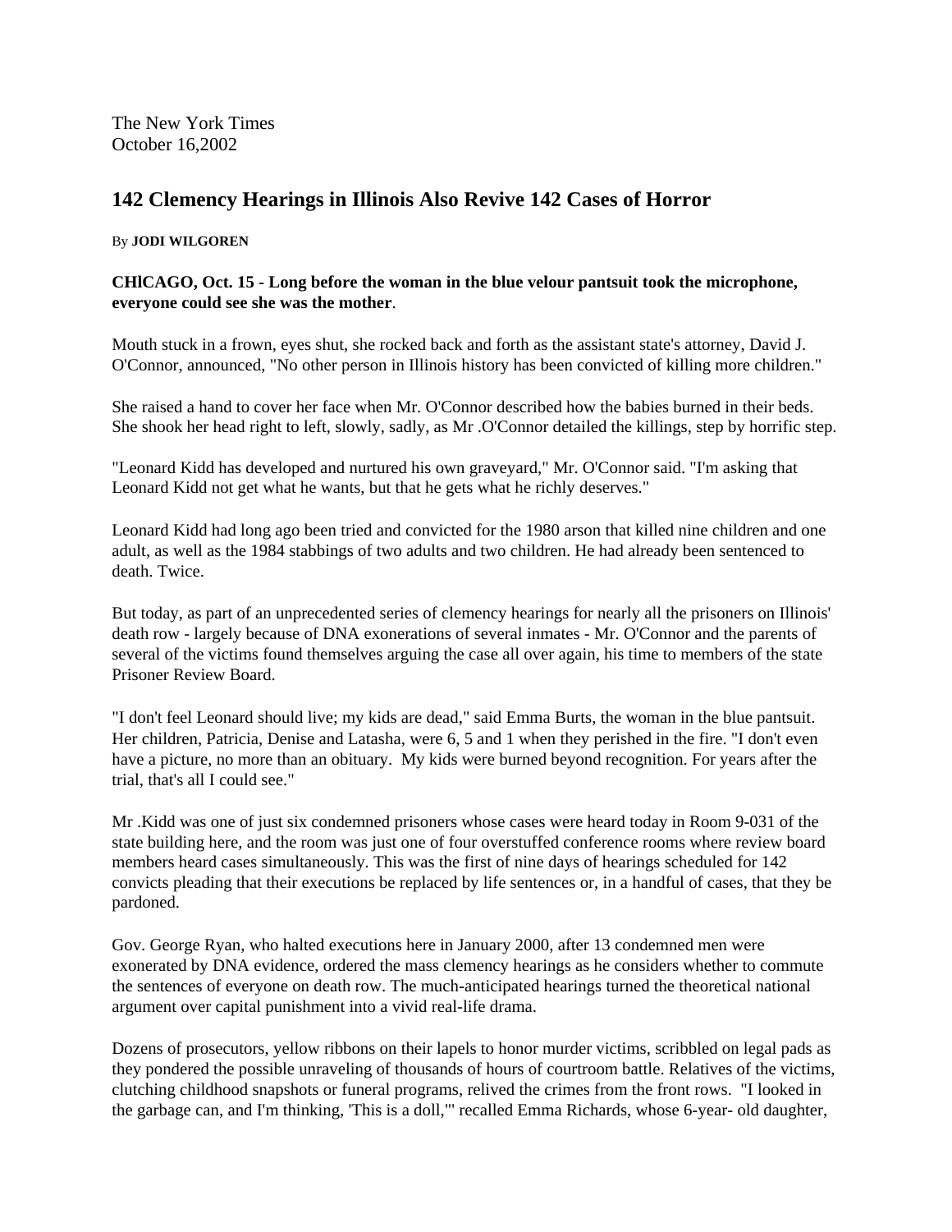The New York Times
October 16,2002

## 142 Clemency Hearings in Illinois Also Revive 142 Cases of Horror

By **JODI WILGOREN**

**CHlCAGO, Oct. 15 - Long before the woman in the blue velour pantsuit took the microphone, everyone could see she was the mother**.

Mouth stuck in a frown, eyes shut, she rocked back and forth as the assistant state's attorney, David J. O'Connor, announced, "No other person in Illinois history has been convicted of killing more children."

She raised a hand to cover her face when Mr. O'Connor described how the babies burned in their beds. She shook her head right to left, slowly, sadly, as Mr .O'Connor detailed the killings, step by horrific step.

"Leonard Kidd has developed and nurtured his own graveyard," Mr. O'Connor said. "I'm asking that Leonard Kidd not get what he wants, but that he gets what he richly deserves."

Leonard Kidd had long ago been tried and convicted for the 1980 arson that killed nine children and one adult, as well as the 1984 stabbings of two adults and two children. He had already been sentenced to death. Twice.

But today, as part of an unprecedented series of clemency hearings for nearly all the prisoners on Illinois' death row - largely because of DNA exonerations of several inmates - Mr. O'Connor and the parents of several of the victims found themselves arguing the case all over again, his time to members of the state Prisoner Review Board.

"I don't feel Leonard should live; my kids are dead," said Emma Burts, the woman in the blue pantsuit. Her children, Patricia, Denise and Latasha, were 6, 5 and 1 when they perished in the fire. "I don't even have a picture, no more than an obituary. My kids were burned beyond recognition. For years after the trial, that's all I could see."

Mr .Kidd was one of just six condemned prisoners whose cases were heard today in Room 9-031 of the state building here, and the room was just one of four overstuffed conference rooms where review board members heard cases simultaneously. This was the first of nine days of hearings scheduled for 142 convicts pleading that their executions be replaced by life sentences or, in a handful of cases, that they be pardoned.

Gov. George Ryan, who halted executions here in January 2000, after 13 condemned men were exonerated by DNA evidence, ordered the mass clemency hearings as he considers whether to commute the sentences of everyone on death row. The much-anticipated hearings turned the theoretical national argument over capital punishment into a vivid real-life drama.

Dozens of prosecutors, yellow ribbons on their lapels to honor murder victims, scribbled on legal pads as they pondered the possible unraveling of thousands of hours of courtroom battle. Relatives of the victims, clutching childhood snapshots or funeral programs, relived the crimes from the front rows. "I looked in the garbage can, and I'm thinking, 'This is a doll,'" recalled Emma Richards, whose 6-year- old daughter,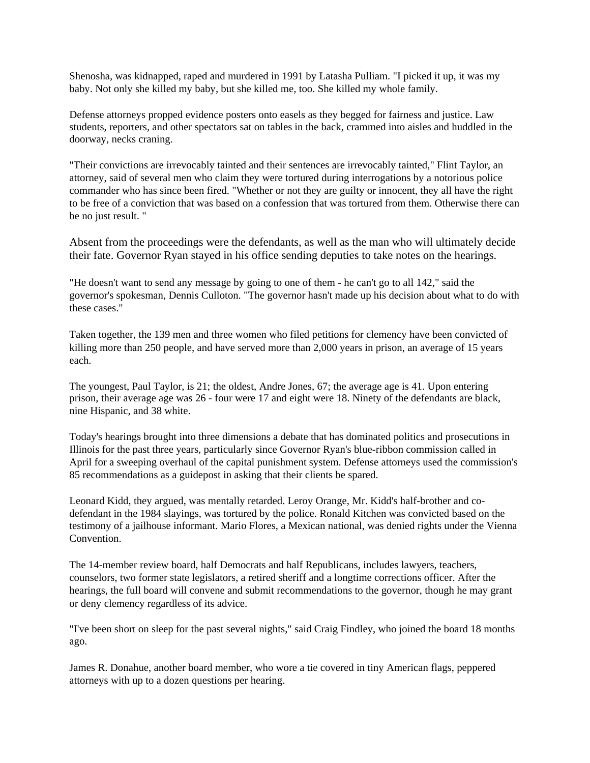Shenosha, was kidnapped, raped and murdered in 1991 by Latasha Pulliam. "I picked it up, it was my baby. Not only she killed my baby, but she killed me, too. She killed my whole family.

Defense attorneys propped evidence posters onto easels as they begged for fairness and justice. Law students, reporters, and other spectators sat on tables in the back, crammed into aisles and huddled in the doorway, necks craning.

"Their convictions are irrevocably tainted and their sentences are irrevocably tainted," Flint Taylor, an attorney, said of several men who claim they were tortured during interrogations by a notorious police commander who has since been fired. "Whether or not they are guilty or innocent, they all have the right to be free of a conviction that was based on a confession that was tortured from them. Otherwise there can be no just result. "

Absent from the proceedings were the defendants, as well as the man who will ultimately decide their fate. Governor Ryan stayed in his office sending deputies to take notes on the hearings.

"He doesn't want to send any message by going to one of them - he can't go to all 142," said the governor's spokesman, Dennis Culloton. "The governor hasn't made up his decision about what to do with these cases."

Taken together, the 139 men and three women who filed petitions for clemency have been convicted of killing more than 250 people, and have served more than 2,000 years in prison, an average of 15 years each.

The youngest, Paul Taylor, is 21; the oldest, Andre Jones, 67; the average age is 41. Upon entering prison, their average age was 26 - four were 17 and eight were 18. Ninety of the defendants are black, nine Hispanic, and 38 white.

Today's hearings brought into three dimensions a debate that has dominated politics and prosecutions in Illinois for the past three years, particularly since Governor Ryan's blue-ribbon commission called in April for a sweeping overhaul of the capital punishment system. Defense attorneys used the commission's 85 recommendations as a guidepost in asking that their clients be spared.

Leonard Kidd, they argued, was mentally retarded. Leroy Orange, Mr. Kidd's half-brother and co-defendant in the 1984 slayings, was tortured by the police. Ronald Kitchen was convicted based on the testimony of a jailhouse informant. Mario Flores, a Mexican national, was denied rights under the Vienna Convention.

The 14-member review board, half Democrats and half Republicans, includes lawyers, teachers, counselors, two former state legislators, a retired sheriff and a longtime corrections officer. After the hearings, the full board will convene and submit recommendations to the governor, though he may grant or deny clemency regardless of its advice.

"I've been short on sleep for the past several nights," said Craig Findley, who joined the board 18 months ago.

James R. Donahue, another board member, who wore a tie covered in tiny American flags, peppered attorneys with up to a dozen questions per hearing.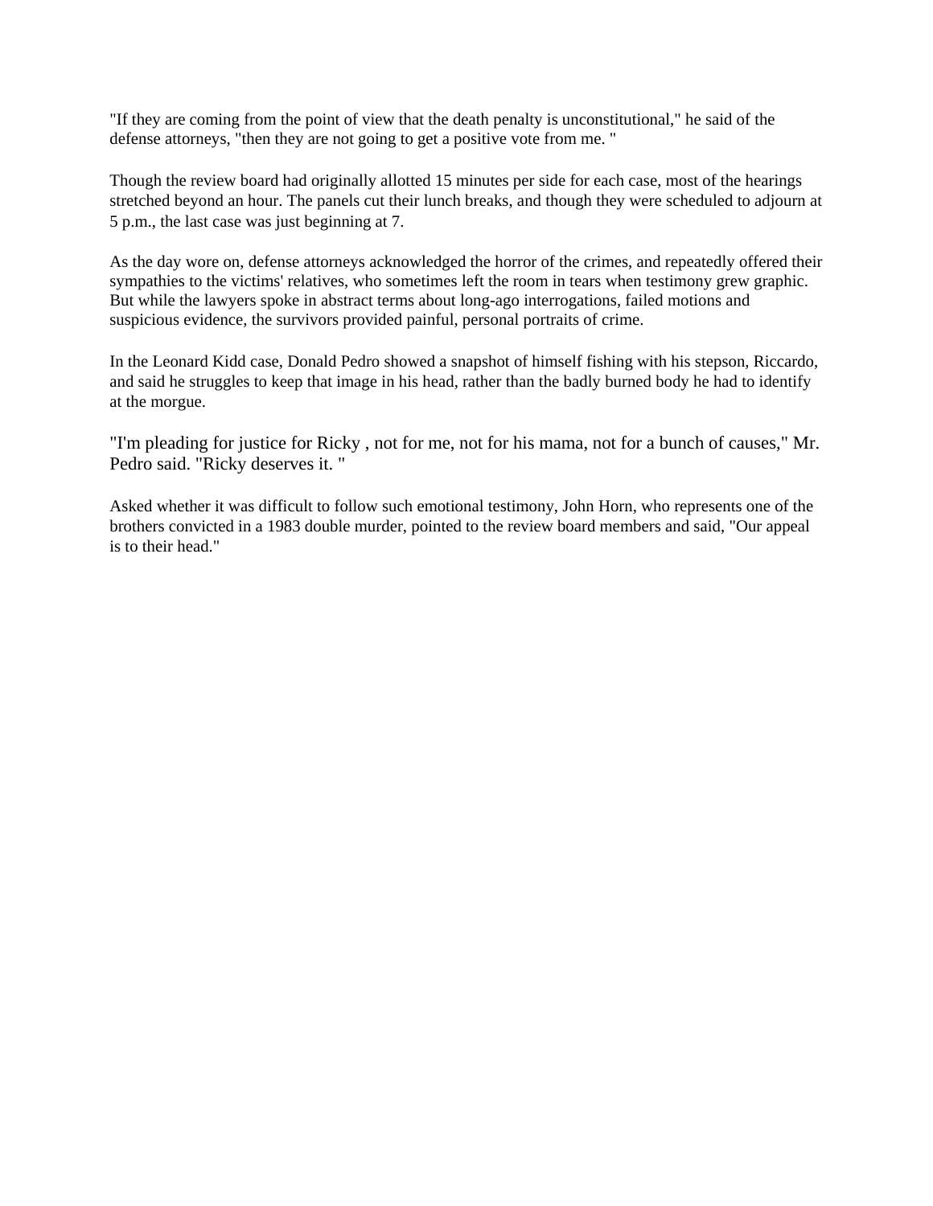"If they are coming from the point of view that the death penalty is unconstitutional," he said of the defense attorneys, "then they are not going to get a positive vote from me. "

Though the review board had originally allotted 15 minutes per side for each case, most of the hearings stretched beyond an hour. The panels cut their lunch breaks, and though they were scheduled to adjourn at 5 p.m., the last case was just beginning at 7.

As the day wore on, defense attorneys acknowledged the horror of the crimes, and repeatedly offered their sympathies to the victims' relatives, who sometimes left the room in tears when testimony grew graphic. But while the lawyers spoke in abstract terms about long-ago interrogations, failed motions and suspicious evidence, the survivors provided painful, personal portraits of crime.

In the Leonard Kidd case, Donald Pedro showed a snapshot of himself fishing with his stepson, Riccardo, and said he struggles to keep that image in his head, rather than the badly burned body he had to identify at the morgue.

"I'm pleading for justice for Ricky , not for me, not for his mama, not for a bunch of causes," Mr. Pedro said. "Ricky deserves it. "

Asked whether it was difficult to follow such emotional testimony, John Horn, who represents one of the brothers convicted in a 1983 double murder, pointed to the review board members and said, "Our appeal is to their head."